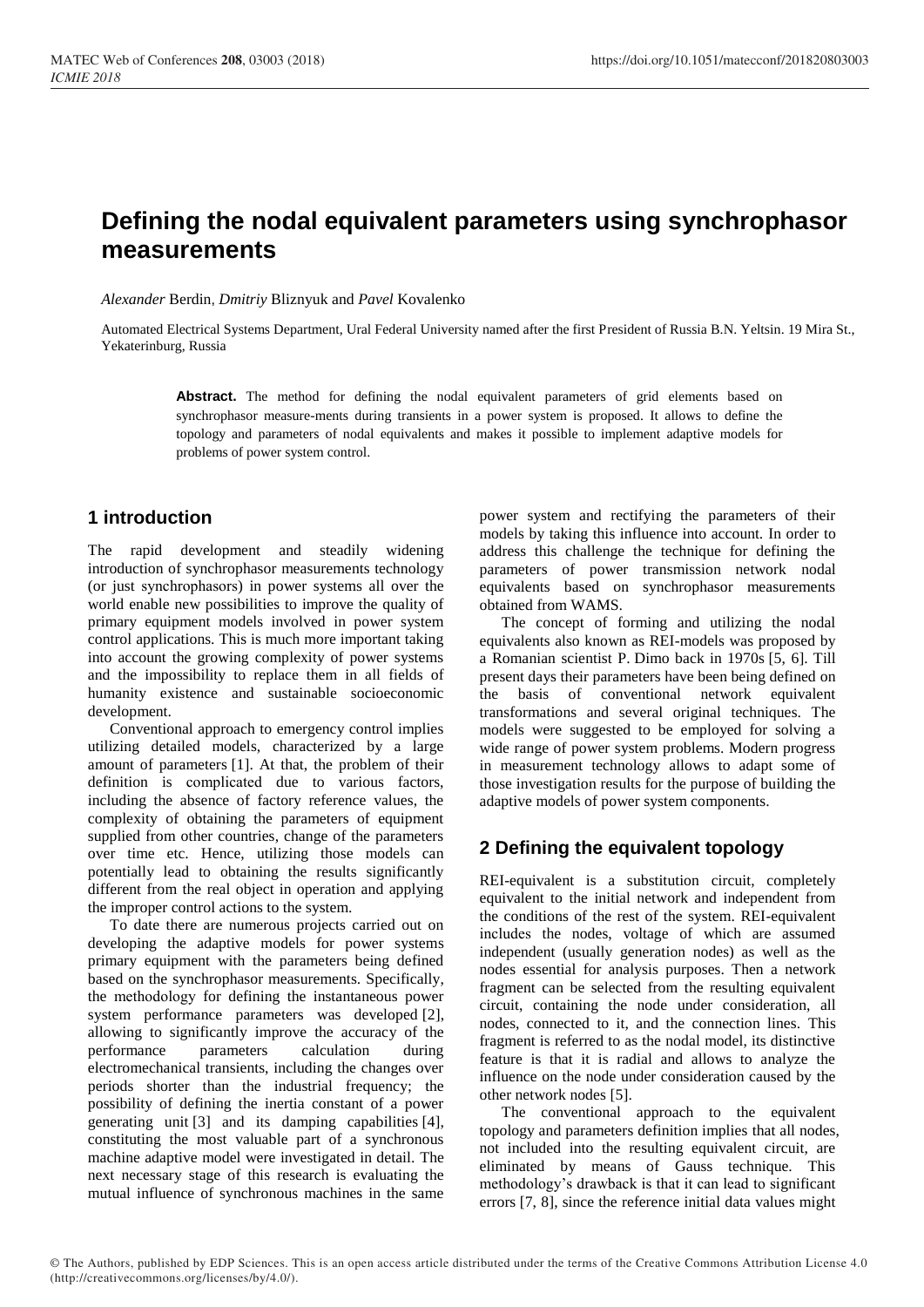# Defining the nodal equivalent parameters using synchrophasor measurements

*Alexander* Berdin, *Dmitriy* Bliznyuk and *Pavel* Kovalenko

Automated Electrical Systems Department, Ural Federal University named after the first President of Russia B.N. Yeltsin. 19 Mira St., Yekaterinburg, Russia

**Abstract.** The method for defining the nodal equivalent parameters of grid elements based on synchrophasor measure-ments during transients in a power system is proposed. It allows to define the topology and parameters of nodal equivalents and makes it possible to implement adaptive models for problems of power system control.

## 1 introduction

The rapid development and steadily widening introduction of synchrophasor measurements technology (or just synchrophasors) in power systems all over the world enable new possibilities to improve the quality of primary equipment models involved in power system control applications. This is much more important taking into account the growing complexity of power systems and the impossibility to replace them in all fields of humanity existence and sustainable socioeconomic development.

Conventional approach to emergency control implies utilizing detailed models, characterized by a large amount of parameters [1]. At that, the problem of their definition is complicated due to various factors, including the absence of factory reference values, the complexity of obtaining the parameters of equipment supplied from other countries, change of the parameters over time etc. Hence, utilizing those models can potentially lead to obtaining the results significantly different from the real object in operation and applying the improper control actions to the system.

To date there are numerous projects carried out on developing the adaptive models for power systems primary equipment with the parameters being defined based on the synchrophasor measurements. Specifically, the methodology for defining the instantaneous power system performance parameters was developed [2], allowing to significantly improve the accuracy of the performance parameters calculation during electromechanical transients, including the changes over periods shorter than the industrial frequency; the possibility of defining the inertia constant of a power generating unit [3] and its damping capabilities [4], constituting the most valuable part of a synchronous machine adaptive model were investigated in detail. The next necessary stage of this research is evaluating the mutual influence of synchronous machines in the same power system and rectifying the parameters of their models by taking this influence into account. In order to address this challenge the technique for defining the parameters of power transmission network nodal equivalents based on synchrophasor measurements obtained from WAMS.

The concept of forming and utilizing the nodal equivalents also known as REI-models was proposed by a Romanian scientist P. Dimo back in 1970s [5, 6]. Till present days their parameters have been being defined on the basis of conventional network equivalent transformations and several original techniques. The models were suggested to be employed for solving a wide range of power system problems. Modern progress in measurement technology allows to adapt some of those investigation results for the purpose of building the adaptive models of power system components.

## 2 Defining the equivalent topology

REI-equivalent is a substitution circuit, completely equivalent to the initial network and independent from the conditions of the rest of the system. REI-equivalent includes the nodes, voltage of which are assumed independent (usually generation nodes) as well as the nodes essential for analysis purposes. Then a network fragment can be selected from the resulting equivalent circuit, containing the node under consideration, all nodes, connected to it, and the connection lines. This fragment is referred to as the nodal model, its distinctive feature is that it is radial and allows to analyze the influence on the node under consideration caused by the other network nodes [5].

The conventional approach to the equivalent topology and parameters definition implies that all nodes, not included into the resulting equivalent circuit, are eliminated by means of Gauss technique. This methodology's drawback is that it can lead to significant errors [7, 8], since the reference initial data values might

© The Authors, published by EDP Sciences. This is an open access article distributed under the terms of the Creative Commons Attribution License 4.0 (http://creativecommons.org/licenses/by/4.0/).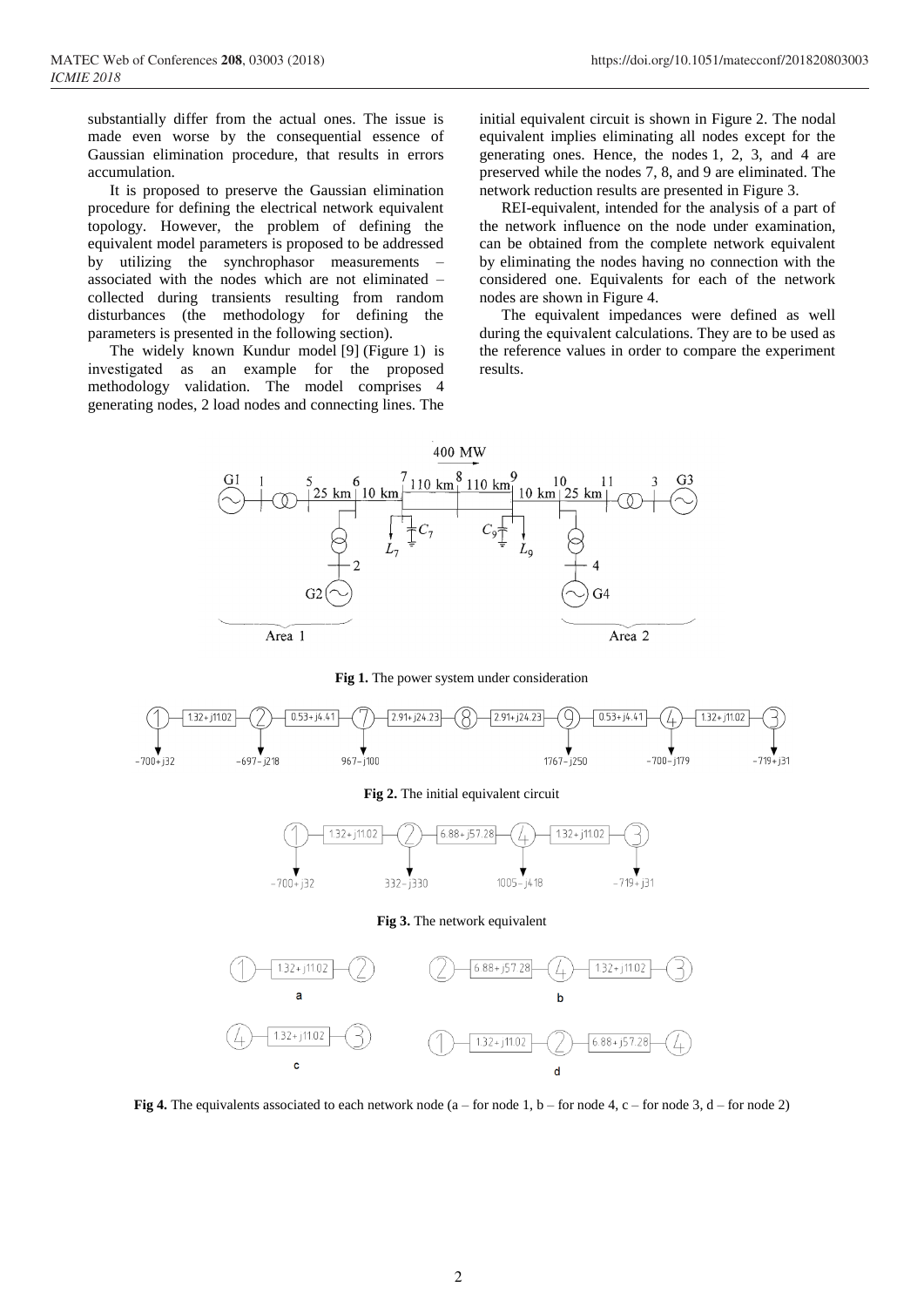substantially differ from the actual ones. The issue is made even worse by the consequential essence of Gaussian elimination procedure, that results in errors accumulation.

It is proposed to preserve the Gaussian elimination procedure for defining the electrical network equivalent topology. However, the problem of defining the equivalent model parameters is proposed to be addressed by utilizing the synchrophasor measurements – associated with the nodes which are not eliminated – collected during transients resulting from random disturbances (the methodology for defining the parameters is presented in the following section).

The widely known Kundur model [9] (Figure 1) is investigated as an example for the proposed methodology validation. The model comprises 4 generating nodes, 2 load nodes and connecting lines. The initial equivalent circuit is shown in Figure 2. The nodal equivalent implies eliminating all nodes except for the generating ones. Hence, the nodes 1, 2, 3, and 4 are preserved while the nodes 7, 8, and 9 are eliminated. The network reduction results are presented in Figure 3.

REI-equivalent, intended for the analysis of a part of the network influence on the node under examination, can be obtained from the complete network equivalent by eliminating the nodes having no connection with the considered one. Equivalents for each of the network nodes are shown in Figure 4.

The equivalent impedances were defined as well during the equivalent calculations. They are to be used as the reference values in order to compare the experiment results.

**Fig 1.** The power system under consideration

**Fig 2.** The initial equivalent circuit

**Fig 3.** The network equivalent

**Fig 4.** The equivalents associated to each network node (a – for node 1, b – for node 4, c – for node 3, d – for node 2)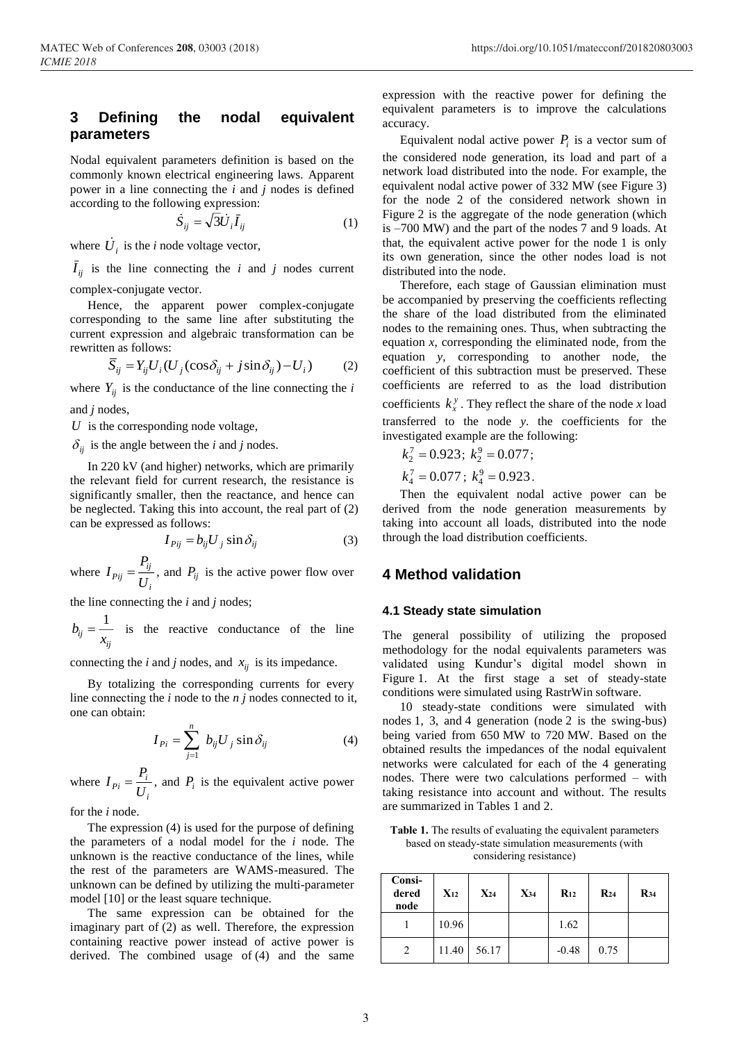## 3 Defining the nodal equivalent parameters

Nodal equivalent parameters definition is based on the commonly known electrical engineering laws. Apparent power in a line connecting the *i* and *j* nodes is defined according to the following expression:

$$\dot{S}_{ij} = \sqrt{3}\dot{U}_i \bar{I}_{ij} \tag{1}$$

where $\dot{U}_i$ is the *i* node voltage vector,

$\bar{I}_{ij}$ is the line connecting the *i* and *j* nodes current complex-conjugate vector.

Hence, the apparent power complex-conjugate corresponding to the same line after substituting the current expression and algebraic transformation can be rewritten as follows:

$$\bar{S}_{ij} = Y_{ij}U_i(U_j(\cos\delta_{ij} + j\sin\delta_{ij}) - U_i) \tag{2}$$

where $Y_{ij}$ is the conductance of the line connecting the *i* and *j* nodes,

$U$ is the corresponding node voltage,

$\delta_{ij}$ is the angle between the *i* and *j* nodes.

In 220 kV (and higher) networks, which are primarily the relevant field for current research, the resistance is significantly smaller, then the reactance, and hence can be neglected. Taking this into account, the real part of (2) can be expressed as follows:

$$I_{Pij} = b_{ij}U_j \sin\delta_{ij} \tag{3}$$

where $I_{Pij} = \dfrac{P_{ij}}{U_i}$, and $P_{ij}$ is the active power flow over the line connecting the *i* and *j* nodes;

$b_{ij} = \dfrac{1}{x_{ij}}$ is the reactive conductance of the line connecting the *i* and *j* nodes, and $x_{ij}$ is its impedance.

By totalizing the corresponding currents for every line connecting the *i* node to the *n j* nodes connected to it, one can obtain:

$$I_{Pi} = \sum_{j=1}^{n} b_{ij}U_j \sin\delta_{ij} \tag{4}$$

where $I_{Pi} = \dfrac{P_i}{U_i}$, and $P_i$ is the equivalent active power for the *i* node.

The expression (4) is used for the purpose of defining the parameters of a nodal model for the *i* node. The unknown is the reactive conductance of the lines, while the rest of the parameters are WAMS-measured. The unknown can be defined by utilizing the multi-parameter model [10] or the least square technique.

The same expression can be obtained for the imaginary part of (2) as well. Therefore, the expression containing reactive power instead of active power is derived. The combined usage of (4) and the same expression with the reactive power for defining the equivalent parameters is to improve the calculations accuracy.

Equivalent nodal active power $P_i$ is a vector sum of the considered node generation, its load and part of a network load distributed into the node. For example, the equivalent nodal active power of 332 MW (see Figure 3) for the node 2 of the considered network shown in Figure 2 is the aggregate of the node generation (which is –700 MW) and the part of the nodes 7 and 9 loads. At that, the equivalent active power for the node 1 is only its own generation, since the other nodes load is not distributed into the node.

Therefore, each stage of Gaussian elimination must be accompanied by preserving the coefficients reflecting the share of the load distributed from the eliminated nodes to the remaining ones. Thus, when subtracting the equation *x*, corresponding the eliminated node, from the equation *y*, corresponding to another node, the coefficient of this subtraction must be preserved. These coefficients are referred to as the load distribution coefficients $k_x^y$. They reflect the share of the node *x* load transferred to the node *y*. the coefficients for the investigated example are the following:

$k_2^7 = 0.923$; $k_2^9 = 0.077$;

$k_4^7 = 0.077$; $k_4^9 = 0.923$.

Then the equivalent nodal active power can be derived from the node generation measurements by taking into account all loads, distributed into the node through the load distribution coefficients.

## 4 Method validation

### 4.1 Steady state simulation

The general possibility of utilizing the proposed methodology for the nodal equivalents parameters was validated using Kundur's digital model shown in Figure 1. At the first stage a set of steady-state conditions were simulated using RastrWin software.

10 steady-state conditions were simulated with nodes 1, 3, and 4 generation (node 2 is the swing-bus) being varied from 650 MW to 720 MW. Based on the obtained results the impedances of the nodal equivalent networks were calculated for each of the 4 generating nodes. There were two calculations performed – with taking resistance into account and without. The results are summarized in Tables 1 and 2.

**Table 1.** The results of evaluating the equivalent parameters based on steady-state simulation measurements (with considering resistance)

| Considered node | $X_{12}$ | $X_{24}$ | $X_{34}$ | $R_{12}$ | $R_{24}$ | $R_{34}$ |
|---|---|---|---|---|---|---|
| 1 | 10.96 | | | 1.62 | | |
| 2 | 11.40 | 56.17 | | -0.48 | 0.75 | |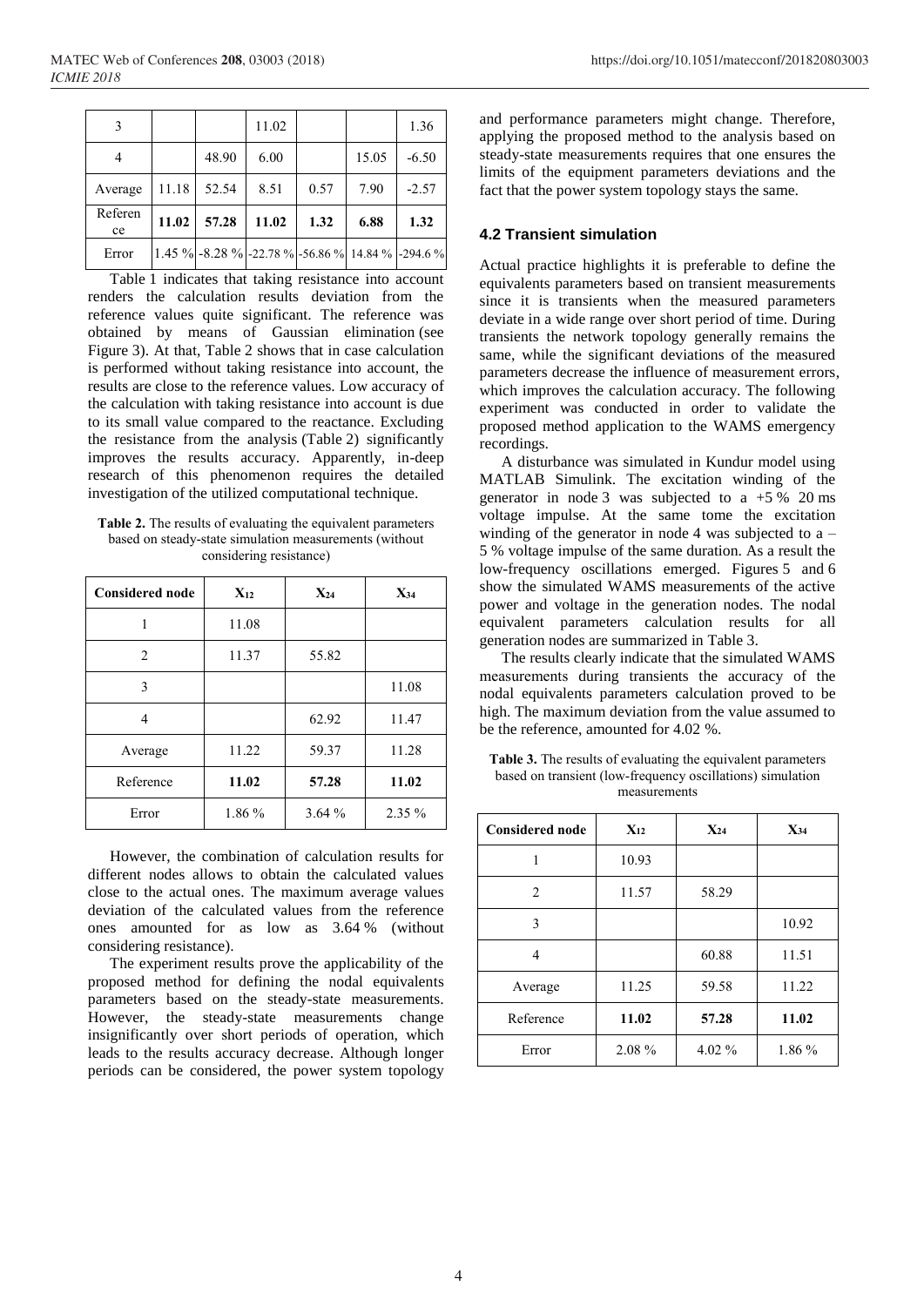| | | | | | | |
|---|---|---|---|---|---|---|
| 3 | | | 11.02 | | | 1.36 |
| 4 | | 48.90 | 6.00 | | 15.05 | -6.50 |
| Average | 11.18 | 52.54 | 8.51 | 0.57 | 7.90 | -2.57 |
| Reference | **11.02** | **57.28** | **11.02** | **1.32** | **6.88** | **1.32** |
| Error | 1.45 % | -8.28 % | -22.78 % | -56.86 % | 14.84 % | -294.6 % |

Table 1 indicates that taking resistance into account renders the calculation results deviation from the reference values quite significant. The reference was obtained by means of Gaussian elimination (see Figure 3). At that, Table 2 shows that in case calculation is performed without taking resistance into account, the results are close to the reference values. Low accuracy of the calculation with taking resistance into account is due to its small value compared to the reactance. Excluding the resistance from the analysis (Table 2) significantly improves the results accuracy. Apparently, in-deep research of this phenomenon requires the detailed investigation of the utilized computational technique.

**Table 2.** The results of evaluating the equivalent parameters based on steady-state simulation measurements (without considering resistance)

| Considered node | $X_{12}$ | $X_{24}$ | $X_{34}$ |
|---|---|---|---|
| 1 | 11.08 | | |
| 2 | 11.37 | 55.82 | |
| 3 | | | 11.08 |
| 4 | | 62.92 | 11.47 |
| Average | 11.22 | 59.37 | 11.28 |
| Reference | **11.02** | **57.28** | **11.02** |
| Error | 1.86 % | 3.64 % | 2.35 % |

However, the combination of calculation results for different nodes allows to obtain the calculated values close to the actual ones. The maximum average values deviation of the calculated values from the reference ones amounted for as low as 3.64 % (without considering resistance).

The experiment results prove the applicability of the proposed method for defining the nodal equivalents parameters based on the steady-state measurements. However, the steady-state measurements change insignificantly over short periods of operation, which leads to the results accuracy decrease. Although longer periods can be considered, the power system topology and performance parameters might change. Therefore, applying the proposed method to the analysis based on steady-state measurements requires that one ensures the limits of the equipment parameters deviations and the fact that the power system topology stays the same.

### 4.2 Transient simulation

Actual practice highlights it is preferable to define the equivalents parameters based on transient measurements since it is transients when the measured parameters deviate in a wide range over short period of time. During transients the network topology generally remains the same, while the significant deviations of the measured parameters decrease the influence of measurement errors, which improves the calculation accuracy. The following experiment was conducted in order to validate the proposed method application to the WAMS emergency recordings.

A disturbance was simulated in Kundur model using MATLAB Simulink. The excitation winding of the generator in node 3 was subjected to a +5 % 20 ms voltage impulse. At the same tome the excitation winding of the generator in node 4 was subjected to a – 5 % voltage impulse of the same duration. As a result the low-frequency oscillations emerged. Figures 5 and 6 show the simulated WAMS measurements of the active power and voltage in the generation nodes. The nodal equivalent parameters calculation results for all generation nodes are summarized in Table 3.

The results clearly indicate that the simulated WAMS measurements during transients the accuracy of the nodal equivalents parameters calculation proved to be high. The maximum deviation from the value assumed to be the reference, amounted for 4.02 %.

**Table 3.** The results of evaluating the equivalent parameters based on transient (low-frequency oscillations) simulation measurements

| Considered node | $X_{12}$ | $X_{24}$ | $X_{34}$ |
|---|---|---|---|
| 1 | 10.93 | | |
| 2 | 11.57 | 58.29 | |
| 3 | | | 10.92 |
| 4 | | 60.88 | 11.51 |
| Average | 11.25 | 59.58 | 11.22 |
| Reference | **11.02** | **57.28** | **11.02** |
| Error | 2.08 % | 4.02 % | 1.86 % |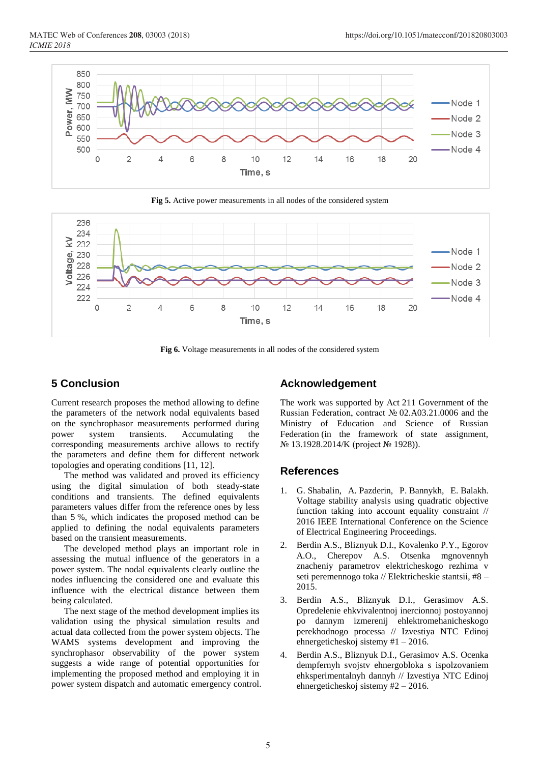Fig 5. Active power measurements in all nodes of the considered system

Fig 6. Voltage measurements in all nodes of the considered system

## 5 Conclusion

Current research proposes the method allowing to define the parameters of the network nodal equivalents based on the synchrophasor measurements performed during power system transients. Accumulating the corresponding measurements archive allows to rectify the parameters and define them for different network topologies and operating conditions [11, 12].

The method was validated and proved its efficiency using the digital simulation of both steady-state conditions and transients. The defined equivalents parameters values differ from the reference ones by less than 5 %, which indicates the proposed method can be applied to defining the nodal equivalents parameters based on the transient measurements.

The developed method plays an important role in assessing the mutual influence of the generators in a power system. The nodal equivalents clearly outline the nodes influencing the considered one and evaluate this influence with the electrical distance between them being calculated.

The next stage of the method development implies its validation using the physical simulation results and actual data collected from the power system objects. The WAMS systems development and improving the synchrophasor observability of the power system suggests a wide range of potential opportunities for implementing the proposed method and employing it in power system dispatch and automatic emergency control.

## Acknowledgement

The work was supported by Act 211 Government of the Russian Federation, contract № 02.A03.21.0006 and the Ministry of Education and Science of Russian Federation (in the framework of state assignment, № 13.1928.2014/K (project № 1928)).

## References

1. G. Shabalin, A. Pazderin, P. Bannykh, E. Balakh. Voltage stability analysis using quadratic objective function taking into account equality constraint // 2016 IEEE International Conference on the Science of Electrical Engineering Proceedings.
2. Berdin A.S., Bliznyuk D.I., Kovalenko P.Y., Egorov A.O., Cherepov A.S. Otsenka mgnovennyh znacheniy parametrov elektricheskogo rezhima v seti peremennogo toka // Elektricheskie stantsii, #8 – 2015.
3. Berdin A.S., Bliznyuk D.I., Gerasimov A.S. Opredelenie ehkvivalentnoj inercionnoj postoyannoj po dannym izmerenij ehlektromehanicheskogo perekhodnogo processa // Izvestiya NTC Edinoj ehnergeticheskoj sistemy #1 – 2016.
4. Berdin A.S., Bliznyuk D.I., Gerasimov A.S. Ocenka dempfernyh svojstv ehnergobloka s ispolzovaniem ehksperimentalnyh dannyh // Izvestiya NTC Edinoj ehnergeticheskoj sistemy #2 – 2016.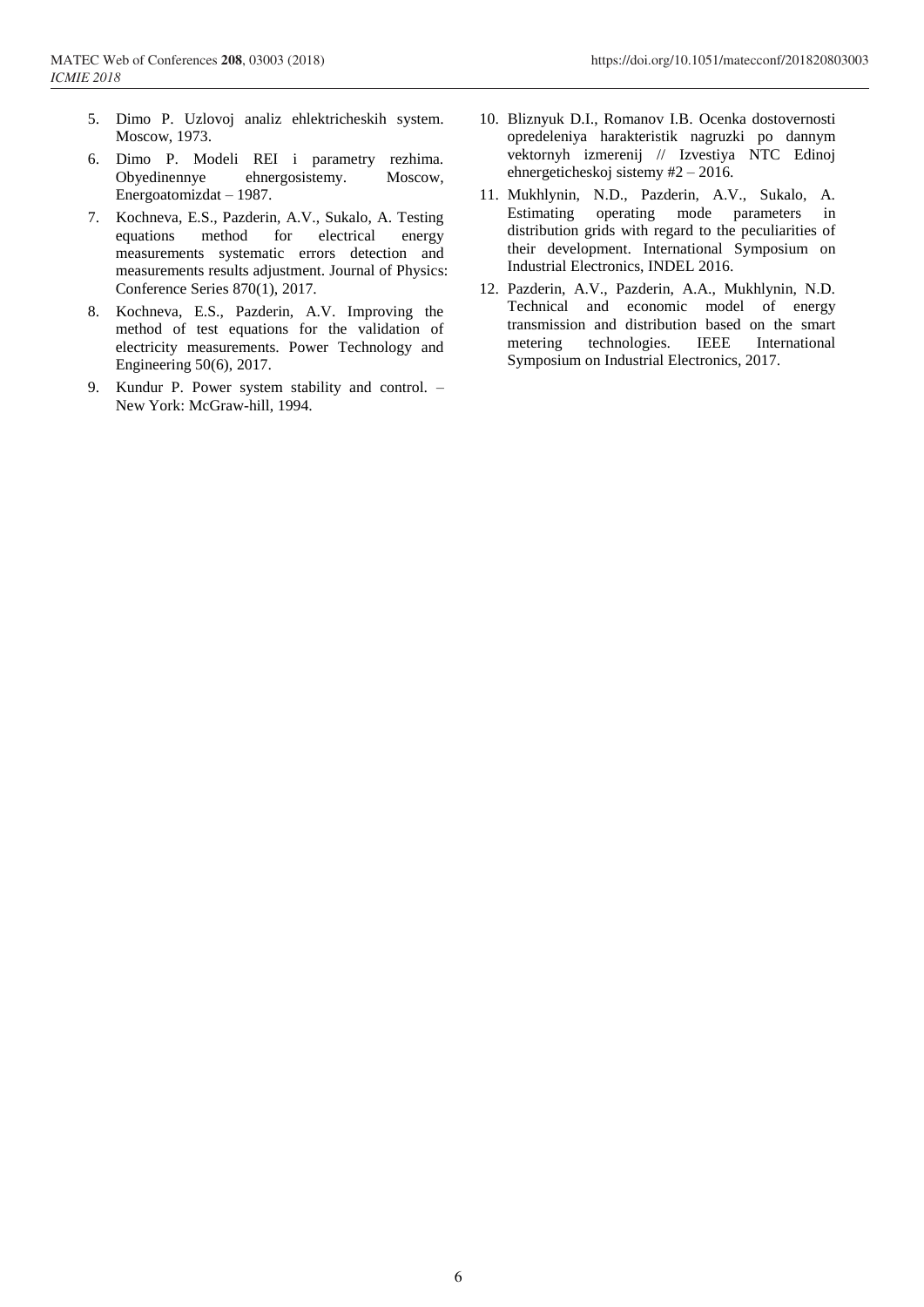5. Dimo P. Uzlovoj analiz ehlektricheskih system. Moscow, 1973.
6. Dimo P. Modeli REI i parametry rezhima. Obyedinennye ehnergosistemy. Moscow, Energoatomizdat – 1987.
7. Kochneva, E.S., Pazderin, A.V., Sukalo, A. Testing equations method for electrical energy measurements systematic errors detection and measurements results adjustment. Journal of Physics: Conference Series 870(1), 2017.
8. Kochneva, E.S., Pazderin, A.V. Improving the method of test equations for the validation of electricity measurements. Power Technology and Engineering 50(6), 2017.
9. Kundur P. Power system stability and control. – New York: McGraw-hill, 1994.
10. Bliznyuk D.I., Romanov I.B. Ocenka dostovernosti opredeleniya harakteristik nagruzki po dannym vektornyh izmerenij // Izvestiya NTC Edinoj ehnergeticheskoj sistemy #2 – 2016.
11. Mukhlynin, N.D., Pazderin, A.V., Sukalo, A. Estimating operating mode parameters in distribution grids with regard to the peculiarities of their development. International Symposium on Industrial Electronics, INDEL 2016.
12. Pazderin, A.V., Pazderin, A.A., Mukhlynin, N.D. Technical and economic model of energy transmission and distribution based on the smart metering technologies. IEEE International Symposium on Industrial Electronics, 2017.